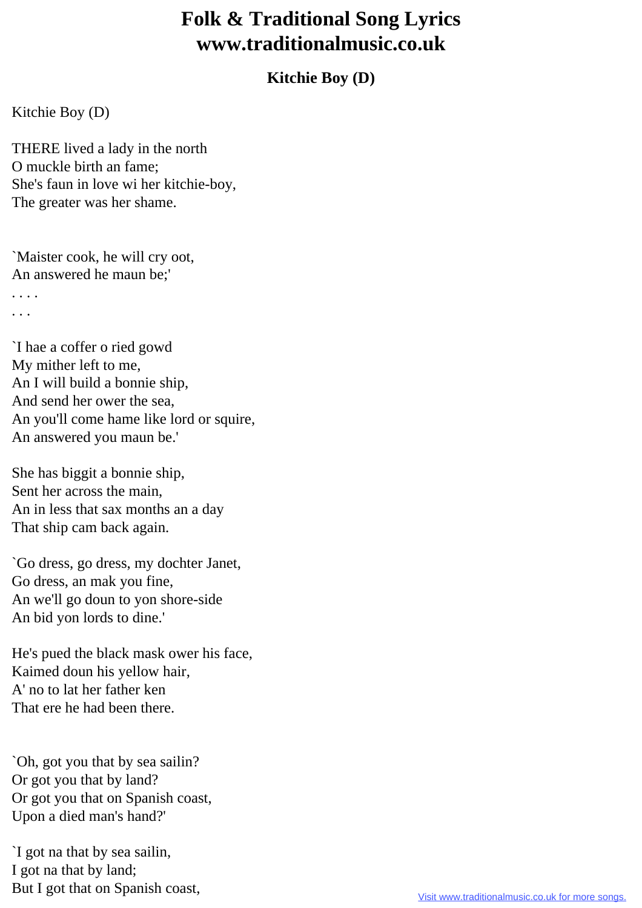# Folk & Traditional Song Lyrics
# www.traditionalmusic.co.uk

### Kitchie Boy (D)

Kitchie Boy (D)

THERE lived a lady in the north
O muckle birth an fame;
She's faun in love wi her kitchie-boy,
The greater was her shame.

`Maister cook, he will cry oot,
An answered he maun be;'
. . . .
. . .

`I hae a coffer o ried gowd
My mither left to me,
An I will build a bonnie ship,
And send her ower the sea,
An you'll come hame like lord or squire,
An answered you maun be.'

She has biggit a bonnie ship,
Sent her across the main,
An in less that sax months an a day
That ship cam back again.

`Go dress, go dress, my dochter Janet,
Go dress, an mak you fine,
An we'll go doun to yon shore-side
An bid yon lords to dine.'

He's pued the black mask ower his face,
Kaimed doun his yellow hair,
A' no to lat her father ken
That ere he had been there.

`Oh, got you that by sea sailin?
Or got you that by land?
Or got you that on Spanish coast,
Upon a died man's hand?'

`I got na that by sea sailin,
I got na that by land;
But I got that on Spanish coast,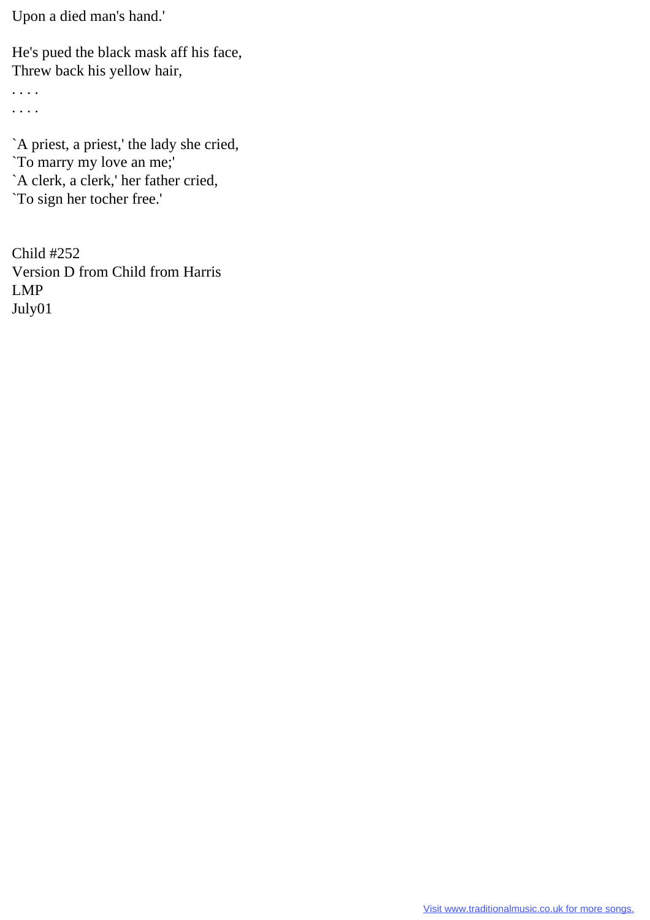Upon a died man's hand.'

He's pued the black mask aff his face,
Threw back his yellow hair,
. . . .
. . . .

`A priest, a priest,' the lady she cried,
`To marry my love an me;'
`A clerk, a clerk,' her father cried,
`To sign her tocher free.'

Child #252
Version D from Child from Harris
LMP
July01

Visit www.traditionalmusic.co.uk for more songs.